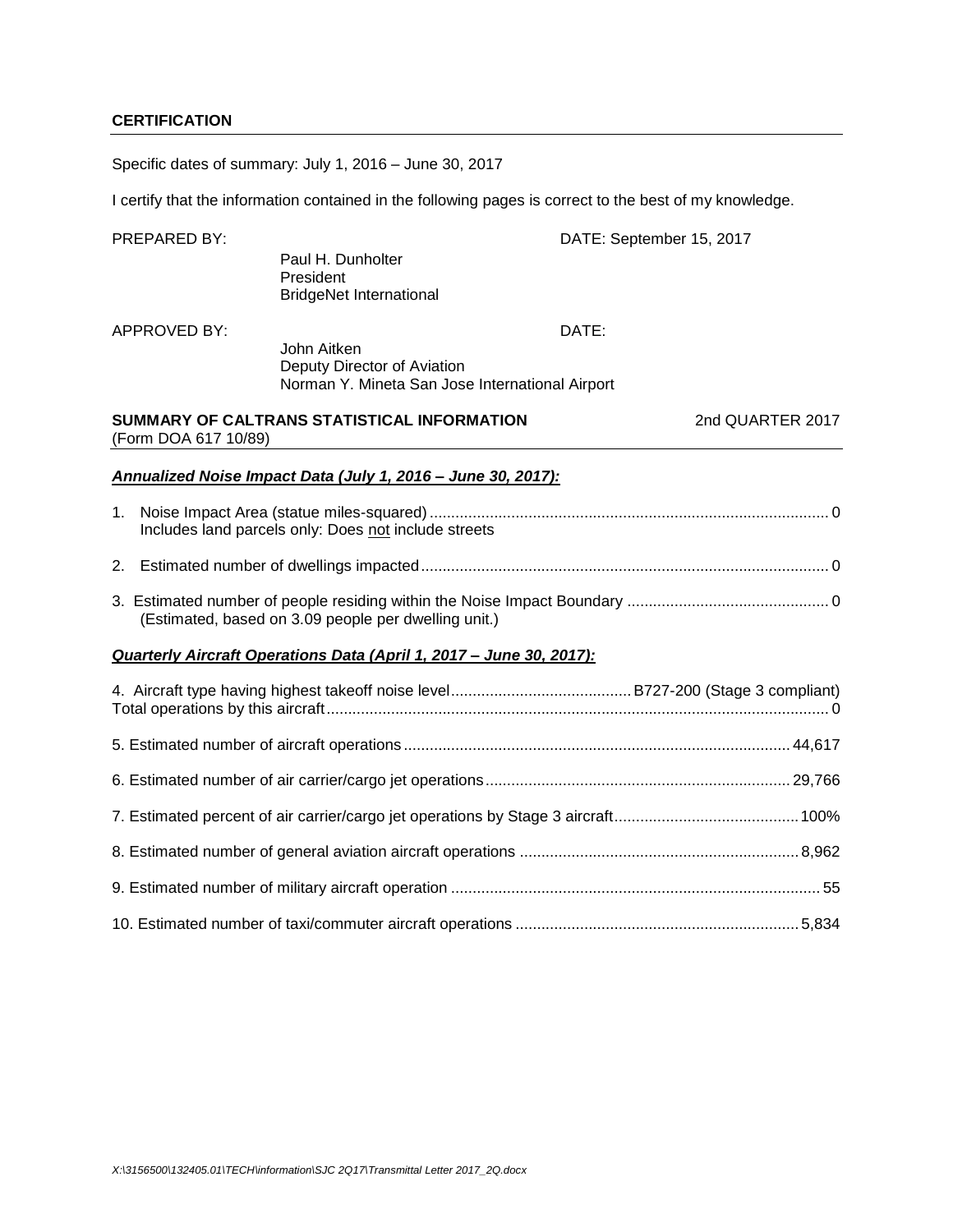## CERTIFICATION

Specific dates of summary: July 1, 2016 – June 30, 2017

I certify that the information contained in the following pages is correct to the best of my knowledge.

PREPARED BY: DATE: September 15, 2017

Paul H. Dunholter
President
BridgeNet International

APPROVED BY: DATE:

John Aitken
Deputy Director of Aviation
Norman Y. Mineta San Jose International Airport

## SUMMARY OF CALTRANS STATISTICAL INFORMATION — 2nd QUARTER 2017

(Form DOA 617 10/89)

### ***Annualized Noise Impact Data (July 1, 2016 – June 30, 2017):***

1. Noise Impact Area (statue miles-squared) .......... 0
   Includes land parcels only: Does not include streets

2. Estimated number of dwellings impacted .......... 0

3. Estimated number of people residing within the Noise Impact Boundary .......... 0
   (Estimated, based on 3.09 people per dwelling unit.)

### ***Quarterly Aircraft Operations Data (April 1, 2017 – June 30, 2017):***

4. Aircraft type having highest takeoff noise level .......... B727-200 (Stage 3 compliant)
   Total operations by this aircraft .......... 0

5. Estimated number of aircraft operations .......... 44,617

6. Estimated number of air carrier/cargo jet operations .......... 29,766

7. Estimated percent of air carrier/cargo jet operations by Stage 3 aircraft .......... 100%

8. Estimated number of general aviation aircraft operations .......... 8,962

9. Estimated number of military aircraft operation .......... 55

10. Estimated number of taxi/commuter aircraft operations .......... 5,834

*X:\3156500\132405.01\TECH\information\SJC 2Q17\Transmittal Letter 2017_2Q.docx*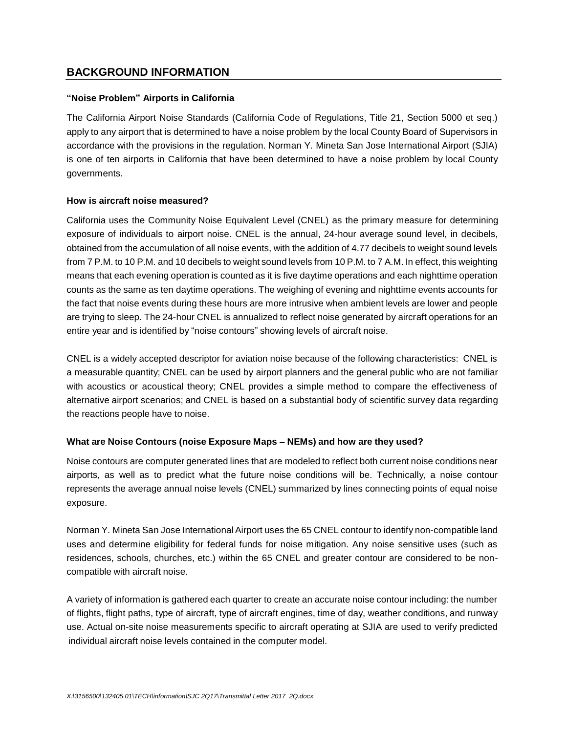## BACKGROUND INFORMATION

### "Noise Problem" Airports in California

The California Airport Noise Standards (California Code of Regulations, Title 21, Section 5000 et seq.) apply to any airport that is determined to have a noise problem by the local County Board of Supervisors in accordance with the provisions in the regulation. Norman Y. Mineta San Jose International Airport (SJIA) is one of ten airports in California that have been determined to have a noise problem by local County governments.

### How is aircraft noise measured?

California uses the Community Noise Equivalent Level (CNEL) as the primary measure for determining exposure of individuals to airport noise. CNEL is the annual, 24-hour average sound level, in decibels, obtained from the accumulation of all noise events, with the addition of 4.77 decibels to weight sound levels from 7 P.M. to 10 P.M. and 10 decibels to weight sound levels from 10 P.M. to 7 A.M. In effect, this weighting means that each evening operation is counted as it is five daytime operations and each nighttime operation counts as the same as ten daytime operations. The weighing of evening and nighttime events accounts for the fact that noise events during these hours are more intrusive when ambient levels are lower and people are trying to sleep. The 24-hour CNEL is annualized to reflect noise generated by aircraft operations for an entire year and is identified by "noise contours" showing levels of aircraft noise.

CNEL is a widely accepted descriptor for aviation noise because of the following characteristics: CNEL is a measurable quantity; CNEL can be used by airport planners and the general public who are not familiar with acoustics or acoustical theory; CNEL provides a simple method to compare the effectiveness of alternative airport scenarios; and CNEL is based on a substantial body of scientific survey data regarding the reactions people have to noise.

### What are Noise Contours (noise Exposure Maps – NEMs) and how are they used?

Noise contours are computer generated lines that are modeled to reflect both current noise conditions near airports, as well as to predict what the future noise conditions will be. Technically, a noise contour represents the average annual noise levels (CNEL) summarized by lines connecting points of equal noise exposure.

Norman Y. Mineta San Jose International Airport uses the 65 CNEL contour to identify non-compatible land uses and determine eligibility for federal funds for noise mitigation. Any noise sensitive uses (such as residences, schools, churches, etc.) within the 65 CNEL and greater contour are considered to be non-compatible with aircraft noise.

A variety of information is gathered each quarter to create an accurate noise contour including: the number of flights, flight paths, type of aircraft, type of aircraft engines, time of day, weather conditions, and runway use. Actual on-site noise measurements specific to aircraft operating at SJIA are used to verify predicted individual aircraft noise levels contained in the computer model.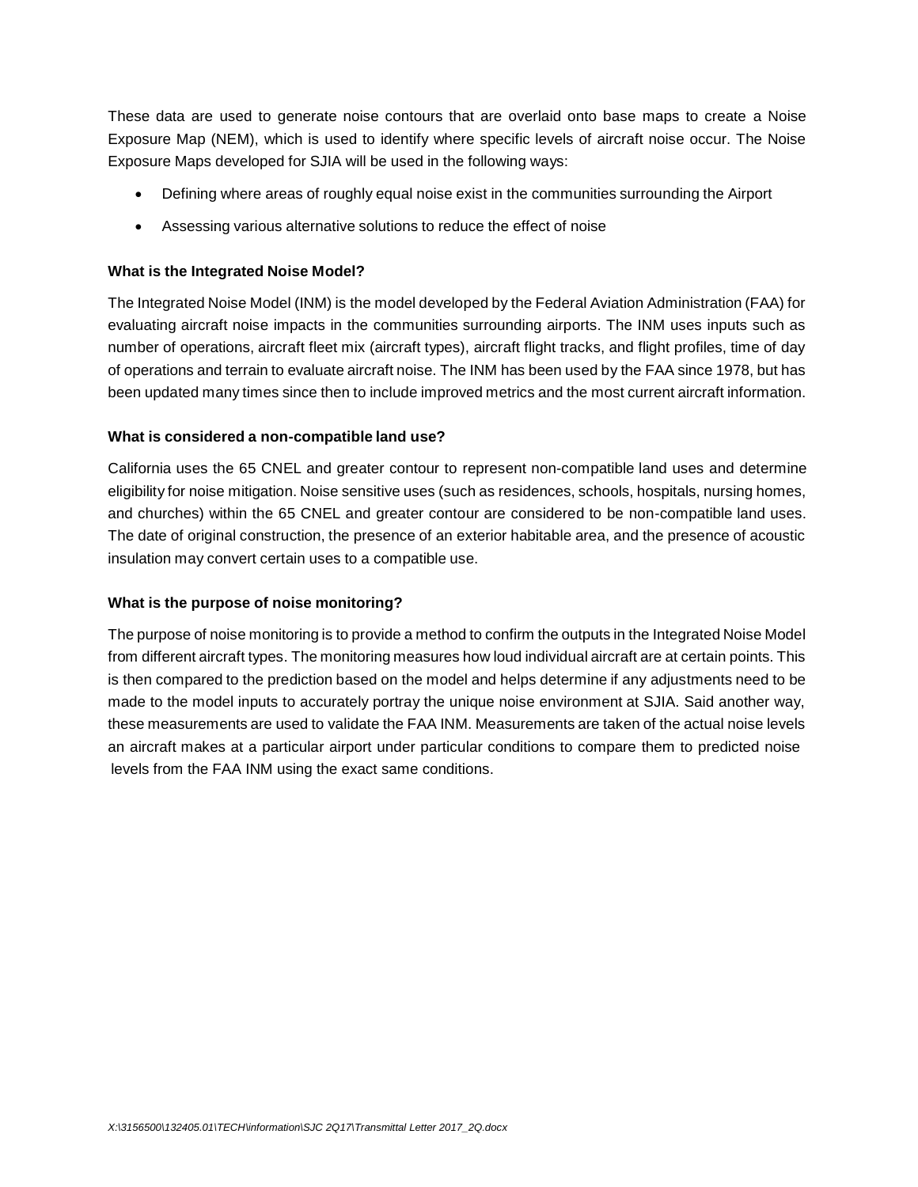These data are used to generate noise contours that are overlaid onto base maps to create a Noise Exposure Map (NEM), which is used to identify where specific levels of aircraft noise occur. The Noise Exposure Maps developed for SJIA will be used in the following ways:

- Defining where areas of roughly equal noise exist in the communities surrounding the Airport
- Assessing various alternative solutions to reduce the effect of noise

**What is the Integrated Noise Model?**

The Integrated Noise Model (INM) is the model developed by the Federal Aviation Administration (FAA) for evaluating aircraft noise impacts in the communities surrounding airports. The INM uses inputs such as number of operations, aircraft fleet mix (aircraft types), aircraft flight tracks, and flight profiles, time of day of operations and terrain to evaluate aircraft noise. The INM has been used by the FAA since 1978, but has been updated many times since then to include improved metrics and the most current aircraft information.

**What is considered a non-compatible land use?**

California uses the 65 CNEL and greater contour to represent non-compatible land uses and determine eligibility for noise mitigation. Noise sensitive uses (such as residences, schools, hospitals, nursing homes, and churches) within the 65 CNEL and greater contour are considered to be non-compatible land uses. The date of original construction, the presence of an exterior habitable area, and the presence of acoustic insulation may convert certain uses to a compatible use.

**What is the purpose of noise monitoring?**

The purpose of noise monitoring is to provide a method to confirm the outputs in the Integrated Noise Model from different aircraft types. The monitoring measures how loud individual aircraft are at certain points. This is then compared to the prediction based on the model and helps determine if any adjustments need to be made to the model inputs to accurately portray the unique noise environment at SJIA. Said another way, these measurements are used to validate the FAA INM. Measurements are taken of the actual noise levels an aircraft makes at a particular airport under particular conditions to compare them to predicted noise levels from the FAA INM using the exact same conditions.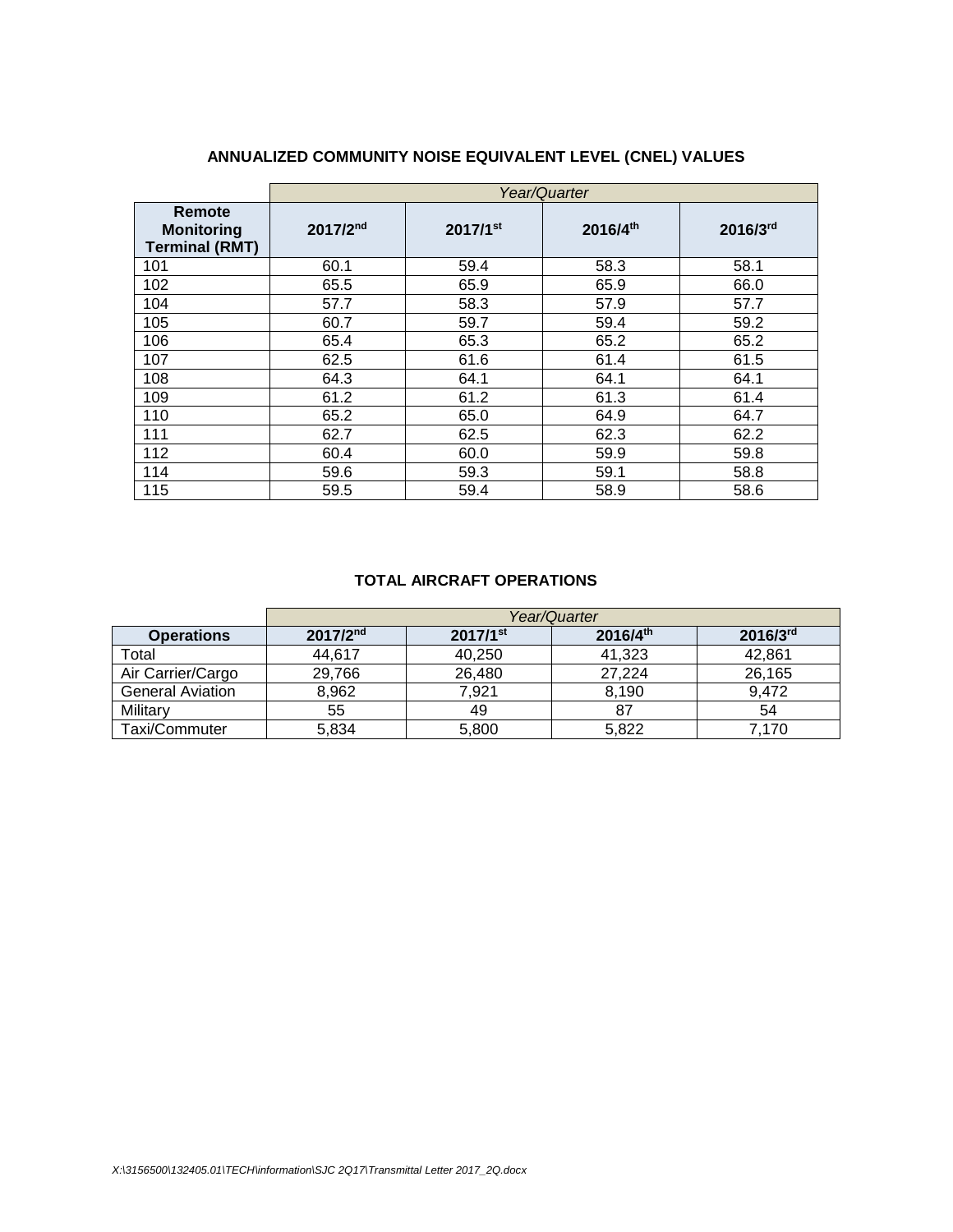## ANNUALIZED COMMUNITY NOISE EQUIVALENT LEVEL (CNEL) VALUES

| | *Year/Quarter* | | | |
|---|---|---|---|---|
| **Remote Monitoring Terminal (RMT)** | **2017/2nd** | **2017/1st** | **2016/4th** | **2016/3rd** |
| 101 | 60.1 | 59.4 | 58.3 | 58.1 |
| 102 | 65.5 | 65.9 | 65.9 | 66.0 |
| 104 | 57.7 | 58.3 | 57.9 | 57.7 |
| 105 | 60.7 | 59.7 | 59.4 | 59.2 |
| 106 | 65.4 | 65.3 | 65.2 | 65.2 |
| 107 | 62.5 | 61.6 | 61.4 | 61.5 |
| 108 | 64.3 | 64.1 | 64.1 | 64.1 |
| 109 | 61.2 | 61.2 | 61.3 | 61.4 |
| 110 | 65.2 | 65.0 | 64.9 | 64.7 |
| 111 | 62.7 | 62.5 | 62.3 | 62.2 |
| 112 | 60.4 | 60.0 | 59.9 | 59.8 |
| 114 | 59.6 | 59.3 | 59.1 | 58.8 |
| 115 | 59.5 | 59.4 | 58.9 | 58.6 |

## TOTAL AIRCRAFT OPERATIONS

| | *Year/Quarter* | | | |
|---|---|---|---|---|
| **Operations** | **2017/2nd** | **2017/1st** | **2016/4th** | **2016/3rd** |
| Total | 44,617 | 40,250 | 41,323 | 42,861 |
| Air Carrier/Cargo | 29,766 | 26,480 | 27,224 | 26,165 |
| General Aviation | 8,962 | 7,921 | 8,190 | 9,472 |
| Military | 55 | 49 | 87 | 54 |
| Taxi/Commuter | 5,834 | 5,800 | 5,822 | 7,170 |

*X:\3156500\132405.01\TECH\information\SJC 2Q17\Transmittal Letter 2017_2Q.docx*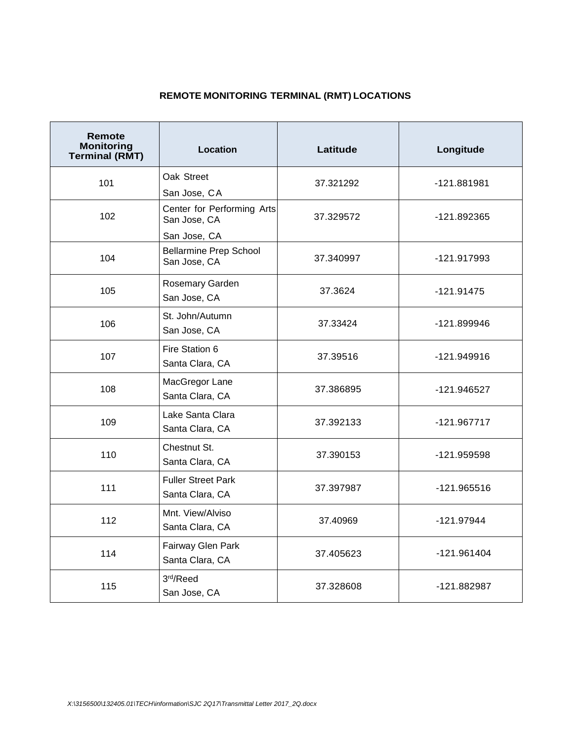**REMOTE MONITORING TERMINAL (RMT) LOCATIONS**

| Remote Monitoring Terminal (RMT) | Location | Latitude | Longitude |
|---|---|---|---|
| 101 | Oak Street<br>San Jose, CA | 37.321292 | -121.881981 |
| 102 | Center for Performing Arts San Jose, CA<br>San Jose, CA | 37.329572 | -121.892365 |
| 104 | Bellarmine Prep School San Jose, CA | 37.340997 | -121.917993 |
| 105 | Rosemary Garden<br>San Jose, CA | 37.3624 | -121.91475 |
| 106 | St. John/Autumn<br>San Jose, CA | 37.33424 | -121.899946 |
| 107 | Fire Station 6<br>Santa Clara, CA | 37.39516 | -121.949916 |
| 108 | MacGregor Lane<br>Santa Clara, CA | 37.386895 | -121.946527 |
| 109 | Lake Santa Clara<br>Santa Clara, CA | 37.392133 | -121.967717 |
| 110 | Chestnut St.<br>Santa Clara, CA | 37.390153 | -121.959598 |
| 111 | Fuller Street Park<br>Santa Clara, CA | 37.397987 | -121.965516 |
| 112 | Mnt. View/Alviso<br>Santa Clara, CA | 37.40969 | -121.97944 |
| 114 | Fairway Glen Park<br>Santa Clara, CA | 37.405623 | -121.961404 |
| 115 | 3rd/Reed<br>San Jose, CA | 37.328608 | -121.882987 |

*X:\3156500\132405.01\TECH\information\SJC 2Q17\Transmittal Letter 2017_2Q.docx*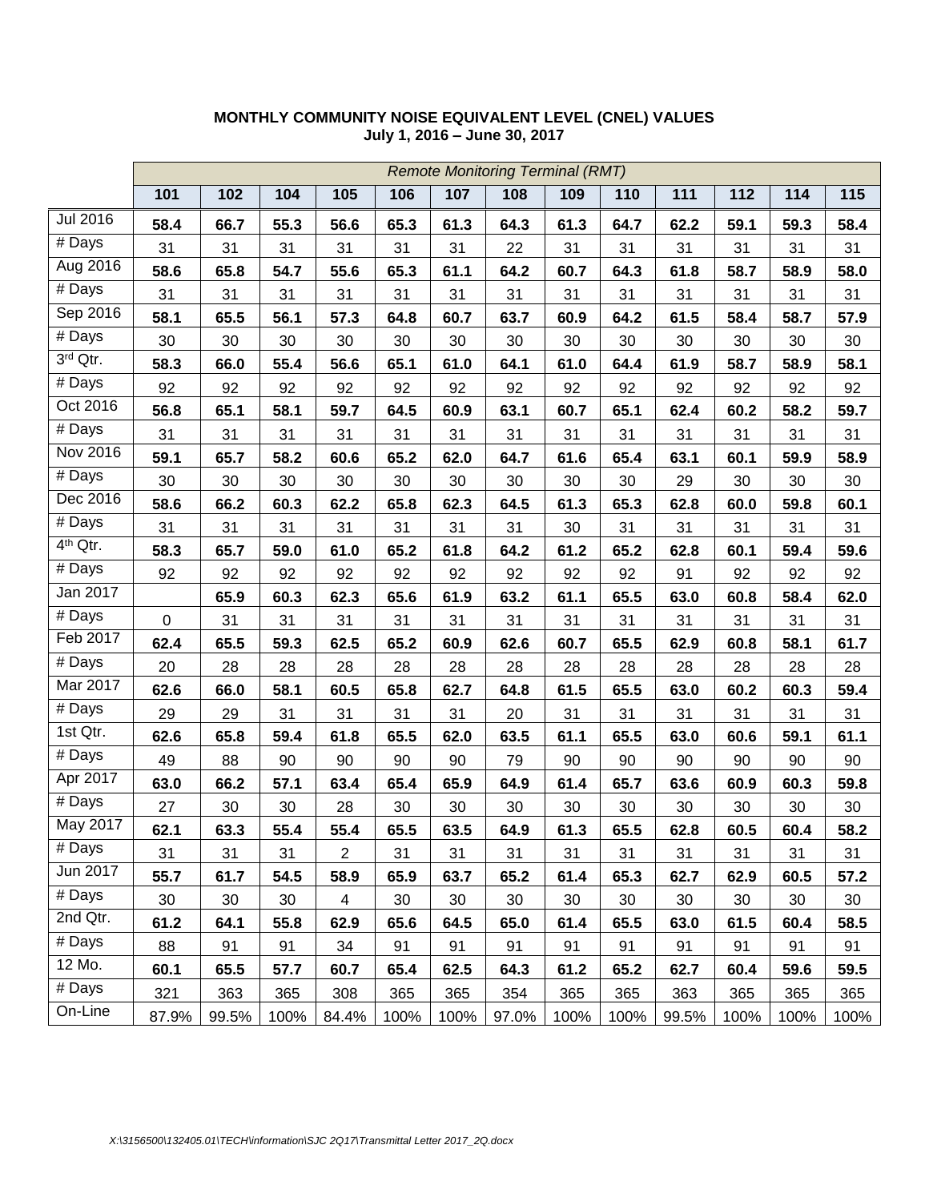**MONTHLY COMMUNITY NOISE EQUIVALENT LEVEL (CNEL) VALUES**
**July 1, 2016 – June 30, 2017**

| | *Remote Monitoring Terminal (RMT)* | | | | | | | | | | | | |
|---|---|---|---|---|---|---|---|---|---|---|---|---|---|
| | **101** | **102** | **104** | **105** | **106** | **107** | **108** | **109** | **110** | **111** | **112** | **114** | **115** |
| Jul 2016 | **58.4** | **66.7** | **55.3** | **56.6** | **65.3** | **61.3** | **64.3** | **61.3** | **64.7** | **62.2** | **59.1** | **59.3** | **58.4** |
| # Days | 31 | 31 | 31 | 31 | 31 | 31 | 22 | 31 | 31 | 31 | 31 | 31 | 31 |
| Aug 2016 | **58.6** | **65.8** | **54.7** | **55.6** | **65.3** | **61.1** | **64.2** | **60.7** | **64.3** | **61.8** | **58.7** | **58.9** | **58.0** |
| # Days | 31 | 31 | 31 | 31 | 31 | 31 | 31 | 31 | 31 | 31 | 31 | 31 | 31 |
| Sep 2016 | **58.1** | **65.5** | **56.1** | **57.3** | **64.8** | **60.7** | **63.7** | **60.9** | **64.2** | **61.5** | **58.4** | **58.7** | **57.9** |
| # Days | 30 | 30 | 30 | 30 | 30 | 30 | 30 | 30 | 30 | 30 | 30 | 30 | 30 |
| 3rd Qtr. | **58.3** | **66.0** | **55.4** | **56.6** | **65.1** | **61.0** | **64.1** | **61.0** | **64.4** | **61.9** | **58.7** | **58.9** | **58.1** |
| # Days | 92 | 92 | 92 | 92 | 92 | 92 | 92 | 92 | 92 | 92 | 92 | 92 | 92 |
| Oct 2016 | **56.8** | **65.1** | **58.1** | **59.7** | **64.5** | **60.9** | **63.1** | **60.7** | **65.1** | **62.4** | **60.2** | **58.2** | **59.7** |
| # Days | 31 | 31 | 31 | 31 | 31 | 31 | 31 | 31 | 31 | 31 | 31 | 31 | 31 |
| Nov 2016 | **59.1** | **65.7** | **58.2** | **60.6** | **65.2** | **62.0** | **64.7** | **61.6** | **65.4** | **63.1** | **60.1** | **59.9** | **58.9** |
| # Days | 30 | 30 | 30 | 30 | 30 | 30 | 30 | 30 | 30 | 29 | 30 | 30 | 30 |
| Dec 2016 | **58.6** | **66.2** | **60.3** | **62.2** | **65.8** | **62.3** | **64.5** | **61.3** | **65.3** | **62.8** | **60.0** | **59.8** | **60.1** |
| # Days | 31 | 31 | 31 | 31 | 31 | 31 | 31 | 30 | 31 | 31 | 31 | 31 | 31 |
| 4th Qtr. | **58.3** | **65.7** | **59.0** | **61.0** | **65.2** | **61.8** | **64.2** | **61.2** | **65.2** | **62.8** | **60.1** | **59.4** | **59.6** |
| # Days | 92 | 92 | 92 | 92 | 92 | 92 | 92 | 92 | 92 | 91 | 92 | 92 | 92 |
| Jan 2017 | | **65.9** | **60.3** | **62.3** | **65.6** | **61.9** | **63.2** | **61.1** | **65.5** | **63.0** | **60.8** | **58.4** | **62.0** |
| # Days | 0 | 31 | 31 | 31 | 31 | 31 | 31 | 31 | 31 | 31 | 31 | 31 | 31 |
| Feb 2017 | **62.4** | **65.5** | **59.3** | **62.5** | **65.2** | **60.9** | **62.6** | **60.7** | **65.5** | **62.9** | **60.8** | **58.1** | **61.7** |
| # Days | 20 | 28 | 28 | 28 | 28 | 28 | 28 | 28 | 28 | 28 | 28 | 28 | 28 |
| Mar 2017 | **62.6** | **66.0** | **58.1** | **60.5** | **65.8** | **62.7** | **64.8** | **61.5** | **65.5** | **63.0** | **60.2** | **60.3** | **59.4** |
| # Days | 29 | 29 | 31 | 31 | 31 | 31 | 20 | 31 | 31 | 31 | 31 | 31 | 31 |
| 1st Qtr. | **62.6** | **65.8** | **59.4** | **61.8** | **65.5** | **62.0** | **63.5** | **61.1** | **65.5** | **63.0** | **60.6** | **59.1** | **61.1** |
| # Days | 49 | 88 | 90 | 90 | 90 | 90 | 79 | 90 | 90 | 90 | 90 | 90 | 90 |
| Apr 2017 | **63.0** | **66.2** | **57.1** | **63.4** | **65.4** | **65.9** | **64.9** | **61.4** | **65.7** | **63.6** | **60.9** | **60.3** | **59.8** |
| # Days | 27 | 30 | 30 | 28 | 30 | 30 | 30 | 30 | 30 | 30 | 30 | 30 | 30 |
| May 2017 | **62.1** | **63.3** | **55.4** | **55.4** | **65.5** | **63.5** | **64.9** | **61.3** | **65.5** | **62.8** | **60.5** | **60.4** | **58.2** |
| # Days | 31 | 31 | 31 | 2 | 31 | 31 | 31 | 31 | 31 | 31 | 31 | 31 | 31 |
| Jun 2017 | **55.7** | **61.7** | **54.5** | **58.9** | **65.9** | **63.7** | **65.2** | **61.4** | **65.3** | **62.7** | **62.9** | **60.5** | **57.2** |
| # Days | 30 | 30 | 30 | 4 | 30 | 30 | 30 | 30 | 30 | 30 | 30 | 30 | 30 |
| 2nd Qtr. | **61.2** | **64.1** | **55.8** | **62.9** | **65.6** | **64.5** | **65.0** | **61.4** | **65.5** | **63.0** | **61.5** | **60.4** | **58.5** |
| # Days | 88 | 91 | 91 | 34 | 91 | 91 | 91 | 91 | 91 | 91 | 91 | 91 | 91 |
| 12 Mo. | **60.1** | **65.5** | **57.7** | **60.7** | **65.4** | **62.5** | **64.3** | **61.2** | **65.2** | **62.7** | **60.4** | **59.6** | **59.5** |
| # Days | 321 | 363 | 365 | 308 | 365 | 365 | 354 | 365 | 365 | 363 | 365 | 365 | 365 |
| On-Line | 87.9% | 99.5% | 100% | 84.4% | 100% | 100% | 97.0% | 100% | 100% | 99.5% | 100% | 100% | 100% |

*X:\3156500\132405.01\TECH\information\SJC 2Q17\Transmittal Letter 2017_2Q.docx*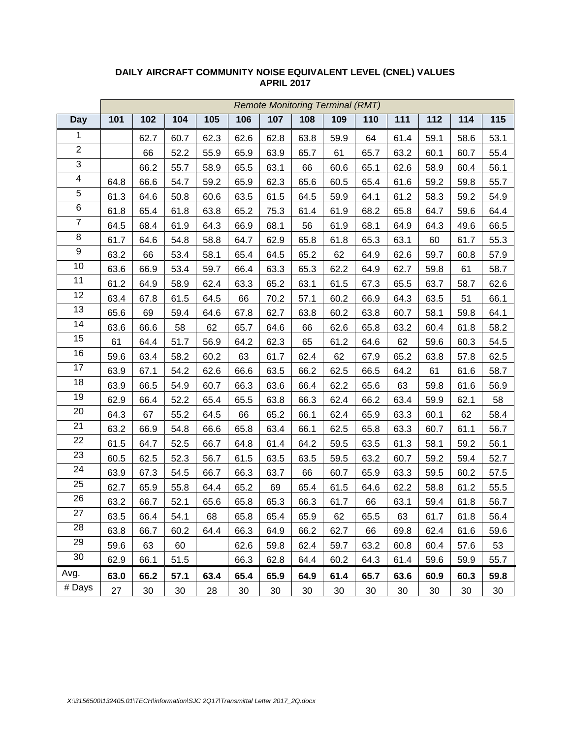**DAILY AIRCRAFT COMMUNITY NOISE EQUIVALENT LEVEL (CNEL) VALUES**
**APRIL 2017**

| | *Remote Monitoring Terminal (RMT)* | | | | | | | | | | | | |
|---|---|---|---|---|---|---|---|---|---|---|---|---|---|
| **Day** | **101** | **102** | **104** | **105** | **106** | **107** | **108** | **109** | **110** | **111** | **112** | **114** | **115** |
| 1 | | 62.7 | 60.7 | 62.3 | 62.6 | 62.8 | 63.8 | 59.9 | 64 | 61.4 | 59.1 | 58.6 | 53.1 |
| 2 | | 66 | 52.2 | 55.9 | 65.9 | 63.9 | 65.7 | 61 | 65.7 | 63.2 | 60.1 | 60.7 | 55.4 |
| 3 | | 66.2 | 55.7 | 58.9 | 65.5 | 63.1 | 66 | 60.6 | 65.1 | 62.6 | 58.9 | 60.4 | 56.1 |
| 4 | 64.8 | 66.6 | 54.7 | 59.2 | 65.9 | 62.3 | 65.6 | 60.5 | 65.4 | 61.6 | 59.2 | 59.8 | 55.7 |
| 5 | 61.3 | 64.6 | 50.8 | 60.6 | 63.5 | 61.5 | 64.5 | 59.9 | 64.1 | 61.2 | 58.3 | 59.2 | 54.9 |
| 6 | 61.8 | 65.4 | 61.8 | 63.8 | 65.2 | 75.3 | 61.4 | 61.9 | 68.2 | 65.8 | 64.7 | 59.6 | 64.4 |
| 7 | 64.5 | 68.4 | 61.9 | 64.3 | 66.9 | 68.1 | 56 | 61.9 | 68.1 | 64.9 | 64.3 | 49.6 | 66.5 |
| 8 | 61.7 | 64.6 | 54.8 | 58.8 | 64.7 | 62.9 | 65.8 | 61.8 | 65.3 | 63.1 | 60 | 61.7 | 55.3 |
| 9 | 63.2 | 66 | 53.4 | 58.1 | 65.4 | 64.5 | 65.2 | 62 | 64.9 | 62.6 | 59.7 | 60.8 | 57.9 |
| 10 | 63.6 | 66.9 | 53.4 | 59.7 | 66.4 | 63.3 | 65.3 | 62.2 | 64.9 | 62.7 | 59.8 | 61 | 58.7 |
| 11 | 61.2 | 64.9 | 58.9 | 62.4 | 63.3 | 65.2 | 63.1 | 61.5 | 67.3 | 65.5 | 63.7 | 58.7 | 62.6 |
| 12 | 63.4 | 67.8 | 61.5 | 64.5 | 66 | 70.2 | 57.1 | 60.2 | 66.9 | 64.3 | 63.5 | 51 | 66.1 |
| 13 | 65.6 | 69 | 59.4 | 64.6 | 67.8 | 62.7 | 63.8 | 60.2 | 63.8 | 60.7 | 58.1 | 59.8 | 64.1 |
| 14 | 63.6 | 66.6 | 58 | 62 | 65.7 | 64.6 | 66 | 62.6 | 65.8 | 63.2 | 60.4 | 61.8 | 58.2 |
| 15 | 61 | 64.4 | 51.7 | 56.9 | 64.2 | 62.3 | 65 | 61.2 | 64.6 | 62 | 59.6 | 60.3 | 54.5 |
| 16 | 59.6 | 63.4 | 58.2 | 60.2 | 63 | 61.7 | 62.4 | 62 | 67.9 | 65.2 | 63.8 | 57.8 | 62.5 |
| 17 | 63.9 | 67.1 | 54.2 | 62.6 | 66.6 | 63.5 | 66.2 | 62.5 | 66.5 | 64.2 | 61 | 61.6 | 58.7 |
| 18 | 63.9 | 66.5 | 54.9 | 60.7 | 66.3 | 63.6 | 66.4 | 62.2 | 65.6 | 63 | 59.8 | 61.6 | 56.9 |
| 19 | 62.9 | 66.4 | 52.2 | 65.4 | 65.5 | 63.8 | 66.3 | 62.4 | 66.2 | 63.4 | 59.9 | 62.1 | 58 |
| 20 | 64.3 | 67 | 55.2 | 64.5 | 66 | 65.2 | 66.1 | 62.4 | 65.9 | 63.3 | 60.1 | 62 | 58.4 |
| 21 | 63.2 | 66.9 | 54.8 | 66.6 | 65.8 | 63.4 | 66.1 | 62.5 | 65.8 | 63.3 | 60.7 | 61.1 | 56.7 |
| 22 | 61.5 | 64.7 | 52.5 | 66.7 | 64.8 | 61.4 | 64.2 | 59.5 | 63.5 | 61.3 | 58.1 | 59.2 | 56.1 |
| 23 | 60.5 | 62.5 | 52.3 | 56.7 | 61.5 | 63.5 | 63.5 | 59.5 | 63.2 | 60.7 | 59.2 | 59.4 | 52.7 |
| 24 | 63.9 | 67.3 | 54.5 | 66.7 | 66.3 | 63.7 | 66 | 60.7 | 65.9 | 63.3 | 59.5 | 60.2 | 57.5 |
| 25 | 62.7 | 65.9 | 55.8 | 64.4 | 65.2 | 69 | 65.4 | 61.5 | 64.6 | 62.2 | 58.8 | 61.2 | 55.5 |
| 26 | 63.2 | 66.7 | 52.1 | 65.6 | 65.8 | 65.3 | 66.3 | 61.7 | 66 | 63.1 | 59.4 | 61.8 | 56.7 |
| 27 | 63.5 | 66.4 | 54.1 | 68 | 65.8 | 65.4 | 65.9 | 62 | 65.5 | 63 | 61.7 | 61.8 | 56.4 |
| 28 | 63.8 | 66.7 | 60.2 | 64.4 | 66.3 | 64.9 | 66.2 | 62.7 | 66 | 69.8 | 62.4 | 61.6 | 59.6 |
| 29 | 59.6 | 63 | 60 | | 62.6 | 59.8 | 62.4 | 59.7 | 63.2 | 60.8 | 60.4 | 57.6 | 53 |
| 30 | 62.9 | 66.1 | 51.5 | | 66.3 | 62.8 | 64.4 | 60.2 | 64.3 | 61.4 | 59.6 | 59.9 | 55.7 |
| Avg. | **63.0** | **66.2** | **57.1** | **63.4** | **65.4** | **65.9** | **64.9** | **61.4** | **65.7** | **63.6** | **60.9** | **60.3** | **59.8** |
| # Days | 27 | 30 | 30 | 28 | 30 | 30 | 30 | 30 | 30 | 30 | 30 | 30 | 30 |

*X:\3156500\132405.01\TECH\information\SJC 2Q17\Transmittal Letter 2017_2Q.docx*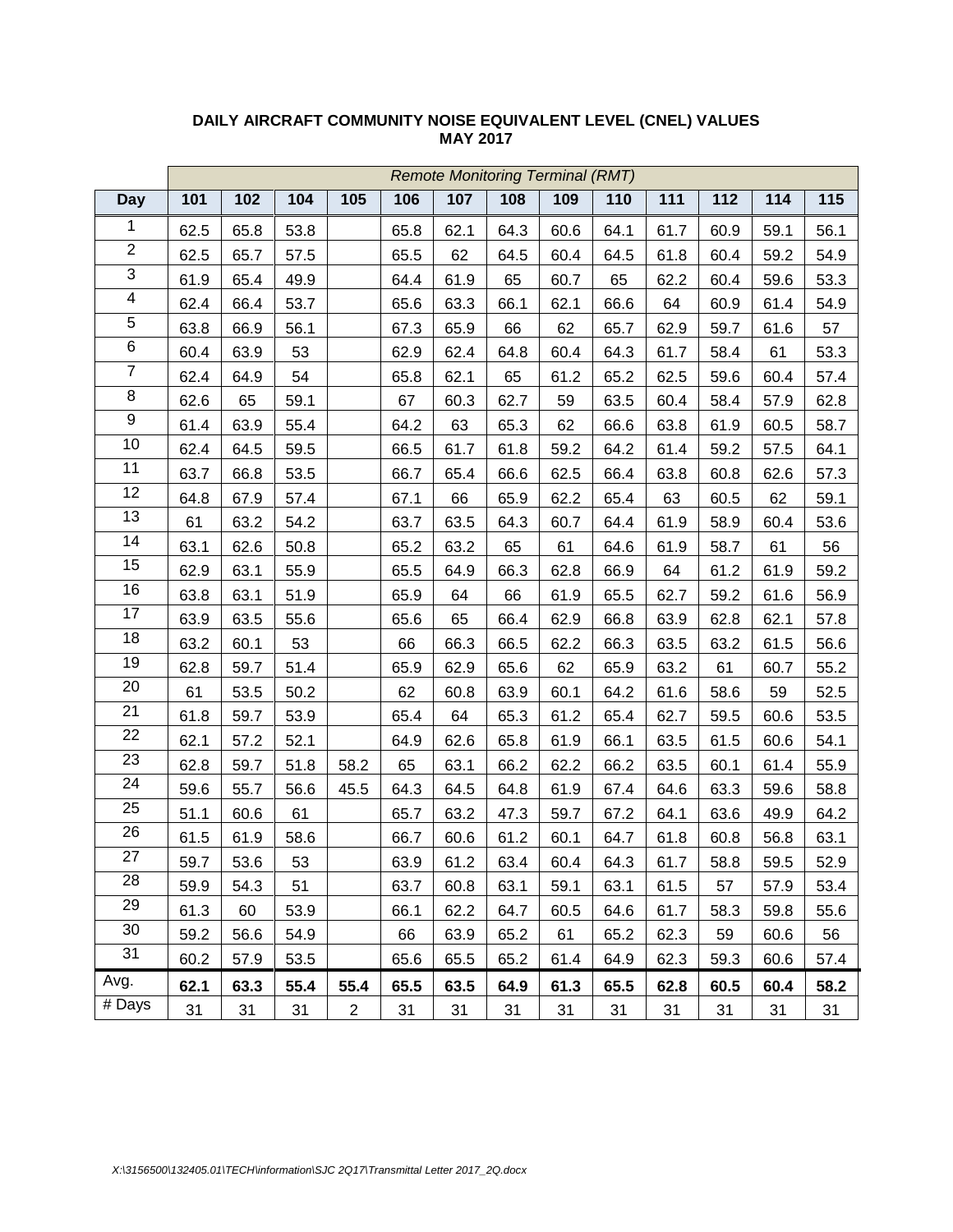**DAILY AIRCRAFT COMMUNITY NOISE EQUIVALENT LEVEL (CNEL) VALUES**
**MAY 2017**

| | *Remote Monitoring Terminal (RMT)* | | | | | | | | | | | | |
|---|---|---|---|---|---|---|---|---|---|---|---|---|---|
| **Day** | **101** | **102** | **104** | **105** | **106** | **107** | **108** | **109** | **110** | **111** | **112** | **114** | **115** |
| 1 | 62.5 | 65.8 | 53.8 | | 65.8 | 62.1 | 64.3 | 60.6 | 64.1 | 61.7 | 60.9 | 59.1 | 56.1 |
| 2 | 62.5 | 65.7 | 57.5 | | 65.5 | 62 | 64.5 | 60.4 | 64.5 | 61.8 | 60.4 | 59.2 | 54.9 |
| 3 | 61.9 | 65.4 | 49.9 | | 64.4 | 61.9 | 65 | 60.7 | 65 | 62.2 | 60.4 | 59.6 | 53.3 |
| 4 | 62.4 | 66.4 | 53.7 | | 65.6 | 63.3 | 66.1 | 62.1 | 66.6 | 64 | 60.9 | 61.4 | 54.9 |
| 5 | 63.8 | 66.9 | 56.1 | | 67.3 | 65.9 | 66 | 62 | 65.7 | 62.9 | 59.7 | 61.6 | 57 |
| 6 | 60.4 | 63.9 | 53 | | 62.9 | 62.4 | 64.8 | 60.4 | 64.3 | 61.7 | 58.4 | 61 | 53.3 |
| 7 | 62.4 | 64.9 | 54 | | 65.8 | 62.1 | 65 | 61.2 | 65.2 | 62.5 | 59.6 | 60.4 | 57.4 |
| 8 | 62.6 | 65 | 59.1 | | 67 | 60.3 | 62.7 | 59 | 63.5 | 60.4 | 58.4 | 57.9 | 62.8 |
| 9 | 61.4 | 63.9 | 55.4 | | 64.2 | 63 | 65.3 | 62 | 66.6 | 63.8 | 61.9 | 60.5 | 58.7 |
| 10 | 62.4 | 64.5 | 59.5 | | 66.5 | 61.7 | 61.8 | 59.2 | 64.2 | 61.4 | 59.2 | 57.5 | 64.1 |
| 11 | 63.7 | 66.8 | 53.5 | | 66.7 | 65.4 | 66.6 | 62.5 | 66.4 | 63.8 | 60.8 | 62.6 | 57.3 |
| 12 | 64.8 | 67.9 | 57.4 | | 67.1 | 66 | 65.9 | 62.2 | 65.4 | 63 | 60.5 | 62 | 59.1 |
| 13 | 61 | 63.2 | 54.2 | | 63.7 | 63.5 | 64.3 | 60.7 | 64.4 | 61.9 | 58.9 | 60.4 | 53.6 |
| 14 | 63.1 | 62.6 | 50.8 | | 65.2 | 63.2 | 65 | 61 | 64.6 | 61.9 | 58.7 | 61 | 56 |
| 15 | 62.9 | 63.1 | 55.9 | | 65.5 | 64.9 | 66.3 | 62.8 | 66.9 | 64 | 61.2 | 61.9 | 59.2 |
| 16 | 63.8 | 63.1 | 51.9 | | 65.9 | 64 | 66 | 61.9 | 65.5 | 62.7 | 59.2 | 61.6 | 56.9 |
| 17 | 63.9 | 63.5 | 55.6 | | 65.6 | 65 | 66.4 | 62.9 | 66.8 | 63.9 | 62.8 | 62.1 | 57.8 |
| 18 | 63.2 | 60.1 | 53 | | 66 | 66.3 | 66.5 | 62.2 | 66.3 | 63.5 | 63.2 | 61.5 | 56.6 |
| 19 | 62.8 | 59.7 | 51.4 | | 65.9 | 62.9 | 65.6 | 62 | 65.9 | 63.2 | 61 | 60.7 | 55.2 |
| 20 | 61 | 53.5 | 50.2 | | 62 | 60.8 | 63.9 | 60.1 | 64.2 | 61.6 | 58.6 | 59 | 52.5 |
| 21 | 61.8 | 59.7 | 53.9 | | 65.4 | 64 | 65.3 | 61.2 | 65.4 | 62.7 | 59.5 | 60.6 | 53.5 |
| 22 | 62.1 | 57.2 | 52.1 | | 64.9 | 62.6 | 65.8 | 61.9 | 66.1 | 63.5 | 61.5 | 60.6 | 54.1 |
| 23 | 62.8 | 59.7 | 51.8 | 58.2 | 65 | 63.1 | 66.2 | 62.2 | 66.2 | 63.5 | 60.1 | 61.4 | 55.9 |
| 24 | 59.6 | 55.7 | 56.6 | 45.5 | 64.3 | 64.5 | 64.8 | 61.9 | 67.4 | 64.6 | 63.3 | 59.6 | 58.8 |
| 25 | 51.1 | 60.6 | 61 | | 65.7 | 63.2 | 47.3 | 59.7 | 67.2 | 64.1 | 63.6 | 49.9 | 64.2 |
| 26 | 61.5 | 61.9 | 58.6 | | 66.7 | 60.6 | 61.2 | 60.1 | 64.7 | 61.8 | 60.8 | 56.8 | 63.1 |
| 27 | 59.7 | 53.6 | 53 | | 63.9 | 61.2 | 63.4 | 60.4 | 64.3 | 61.7 | 58.8 | 59.5 | 52.9 |
| 28 | 59.9 | 54.3 | 51 | | 63.7 | 60.8 | 63.1 | 59.1 | 63.1 | 61.5 | 57 | 57.9 | 53.4 |
| 29 | 61.3 | 60 | 53.9 | | 66.1 | 62.2 | 64.7 | 60.5 | 64.6 | 61.7 | 58.3 | 59.8 | 55.6 |
| 30 | 59.2 | 56.6 | 54.9 | | 66 | 63.9 | 65.2 | 61 | 65.2 | 62.3 | 59 | 60.6 | 56 |
| 31 | 60.2 | 57.9 | 53.5 | | 65.6 | 65.5 | 65.2 | 61.4 | 64.9 | 62.3 | 59.3 | 60.6 | 57.4 |
| Avg. | **62.1** | **63.3** | **55.4** | **55.4** | **65.5** | **63.5** | **64.9** | **61.3** | **65.5** | **62.8** | **60.5** | **60.4** | **58.2** |
| # Days | 31 | 31 | 31 | 2 | 31 | 31 | 31 | 31 | 31 | 31 | 31 | 31 | 31 |

*X:\3156500\132405.01\TECH\information\SJC 2Q17\Transmittal Letter 2017_2Q.docx*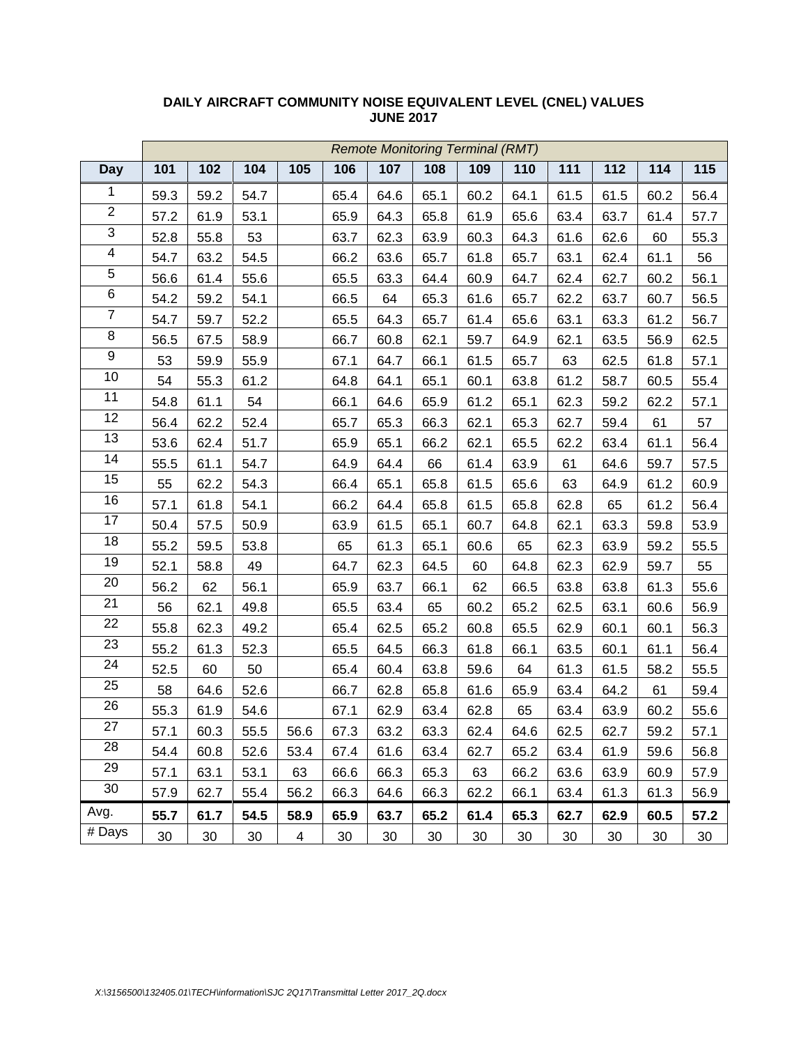**DAILY AIRCRAFT COMMUNITY NOISE EQUIVALENT LEVEL (CNEL) VALUES**
**JUNE 2017**

| | *Remote Monitoring Terminal (RMT)* | | | | | | | | | | | | |
|---|---|---|---|---|---|---|---|---|---|---|---|---|---|
| **Day** | **101** | **102** | **104** | **105** | **106** | **107** | **108** | **109** | **110** | **111** | **112** | **114** | **115** |
| 1 | 59.3 | 59.2 | 54.7 | | 65.4 | 64.6 | 65.1 | 60.2 | 64.1 | 61.5 | 61.5 | 60.2 | 56.4 |
| 2 | 57.2 | 61.9 | 53.1 | | 65.9 | 64.3 | 65.8 | 61.9 | 65.6 | 63.4 | 63.7 | 61.4 | 57.7 |
| 3 | 52.8 | 55.8 | 53 | | 63.7 | 62.3 | 63.9 | 60.3 | 64.3 | 61.6 | 62.6 | 60 | 55.3 |
| 4 | 54.7 | 63.2 | 54.5 | | 66.2 | 63.6 | 65.7 | 61.8 | 65.7 | 63.1 | 62.4 | 61.1 | 56 |
| 5 | 56.6 | 61.4 | 55.6 | | 65.5 | 63.3 | 64.4 | 60.9 | 64.7 | 62.4 | 62.7 | 60.2 | 56.1 |
| 6 | 54.2 | 59.2 | 54.1 | | 66.5 | 64 | 65.3 | 61.6 | 65.7 | 62.2 | 63.7 | 60.7 | 56.5 |
| 7 | 54.7 | 59.7 | 52.2 | | 65.5 | 64.3 | 65.7 | 61.4 | 65.6 | 63.1 | 63.3 | 61.2 | 56.7 |
| 8 | 56.5 | 67.5 | 58.9 | | 66.7 | 60.8 | 62.1 | 59.7 | 64.9 | 62.1 | 63.5 | 56.9 | 62.5 |
| 9 | 53 | 59.9 | 55.9 | | 67.1 | 64.7 | 66.1 | 61.5 | 65.7 | 63 | 62.5 | 61.8 | 57.1 |
| 10 | 54 | 55.3 | 61.2 | | 64.8 | 64.1 | 65.1 | 60.1 | 63.8 | 61.2 | 58.7 | 60.5 | 55.4 |
| 11 | 54.8 | 61.1 | 54 | | 66.1 | 64.6 | 65.9 | 61.2 | 65.1 | 62.3 | 59.2 | 62.2 | 57.1 |
| 12 | 56.4 | 62.2 | 52.4 | | 65.7 | 65.3 | 66.3 | 62.1 | 65.3 | 62.7 | 59.4 | 61 | 57 |
| 13 | 53.6 | 62.4 | 51.7 | | 65.9 | 65.1 | 66.2 | 62.1 | 65.5 | 62.2 | 63.4 | 61.1 | 56.4 |
| 14 | 55.5 | 61.1 | 54.7 | | 64.9 | 64.4 | 66 | 61.4 | 63.9 | 61 | 64.6 | 59.7 | 57.5 |
| 15 | 55 | 62.2 | 54.3 | | 66.4 | 65.1 | 65.8 | 61.5 | 65.6 | 63 | 64.9 | 61.2 | 60.9 |
| 16 | 57.1 | 61.8 | 54.1 | | 66.2 | 64.4 | 65.8 | 61.5 | 65.8 | 62.8 | 65 | 61.2 | 56.4 |
| 17 | 50.4 | 57.5 | 50.9 | | 63.9 | 61.5 | 65.1 | 60.7 | 64.8 | 62.1 | 63.3 | 59.8 | 53.9 |
| 18 | 55.2 | 59.5 | 53.8 | | 65 | 61.3 | 65.1 | 60.6 | 65 | 62.3 | 63.9 | 59.2 | 55.5 |
| 19 | 52.1 | 58.8 | 49 | | 64.7 | 62.3 | 64.5 | 60 | 64.8 | 62.3 | 62.9 | 59.7 | 55 |
| 20 | 56.2 | 62 | 56.1 | | 65.9 | 63.7 | 66.1 | 62 | 66.5 | 63.8 | 63.8 | 61.3 | 55.6 |
| 21 | 56 | 62.1 | 49.8 | | 65.5 | 63.4 | 65 | 60.2 | 65.2 | 62.5 | 63.1 | 60.6 | 56.9 |
| 22 | 55.8 | 62.3 | 49.2 | | 65.4 | 62.5 | 65.2 | 60.8 | 65.5 | 62.9 | 60.1 | 60.1 | 56.3 |
| 23 | 55.2 | 61.3 | 52.3 | | 65.5 | 64.5 | 66.3 | 61.8 | 66.1 | 63.5 | 60.1 | 61.1 | 56.4 |
| 24 | 52.5 | 60 | 50 | | 65.4 | 60.4 | 63.8 | 59.6 | 64 | 61.3 | 61.5 | 58.2 | 55.5 |
| 25 | 58 | 64.6 | 52.6 | | 66.7 | 62.8 | 65.8 | 61.6 | 65.9 | 63.4 | 64.2 | 61 | 59.4 |
| 26 | 55.3 | 61.9 | 54.6 | | 67.1 | 62.9 | 63.4 | 62.8 | 65 | 63.4 | 63.9 | 60.2 | 55.6 |
| 27 | 57.1 | 60.3 | 55.5 | 56.6 | 67.3 | 63.2 | 63.3 | 62.4 | 64.6 | 62.5 | 62.7 | 59.2 | 57.1 |
| 28 | 54.4 | 60.8 | 52.6 | 53.4 | 67.4 | 61.6 | 63.4 | 62.7 | 65.2 | 63.4 | 61.9 | 59.6 | 56.8 |
| 29 | 57.1 | 63.1 | 53.1 | 63 | 66.6 | 66.3 | 65.3 | 63 | 66.2 | 63.6 | 63.9 | 60.9 | 57.9 |
| 30 | 57.9 | 62.7 | 55.4 | 56.2 | 66.3 | 64.6 | 66.3 | 62.2 | 66.1 | 63.4 | 61.3 | 61.3 | 56.9 |
| Avg. | **55.7** | **61.7** | **54.5** | **58.9** | **65.9** | **63.7** | **65.2** | **61.4** | **65.3** | **62.7** | **62.9** | **60.5** | **57.2** |
| # Days | 30 | 30 | 30 | 4 | 30 | 30 | 30 | 30 | 30 | 30 | 30 | 30 | 30 |